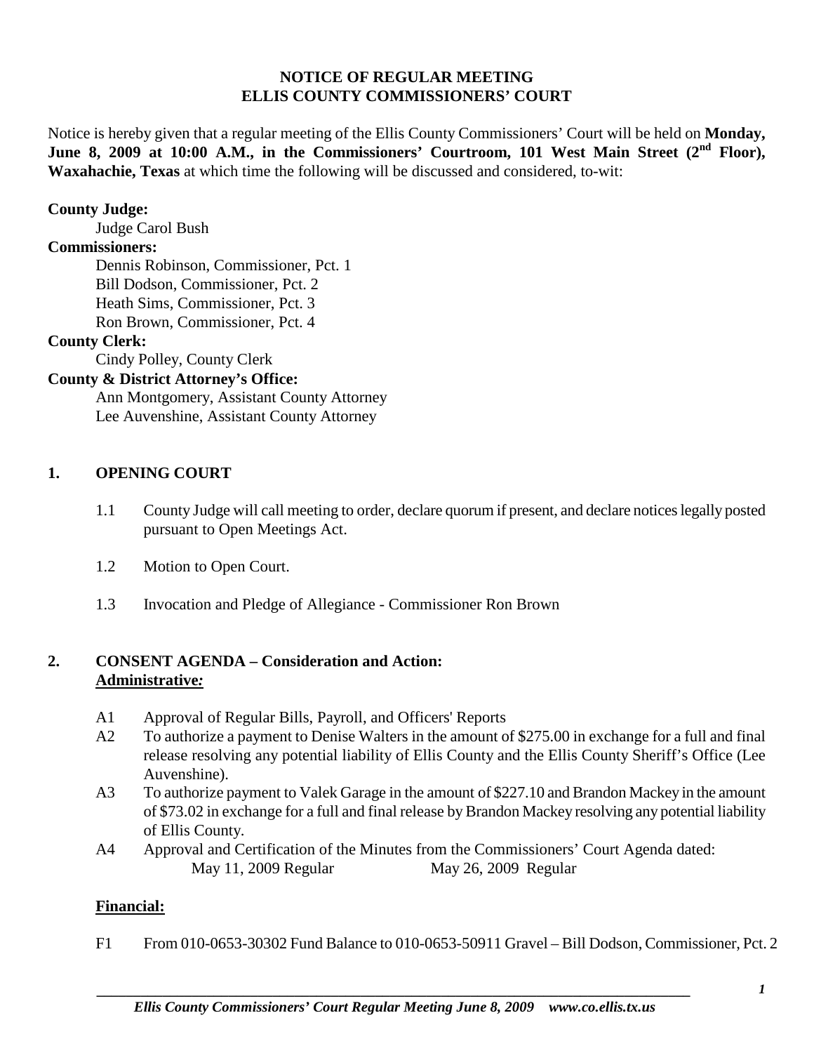**NOTICE OF REGULAR MEETING**
**ELLIS COUNTY COMMISSIONERS' COURT**

Notice is hereby given that a regular meeting of the Ellis County Commissioners' Court will be held on **Monday, June 8, 2009 at 10:00 A.M., in the Commissioners' Courtroom, 101 West Main Street (2nd Floor), Waxahachie, Texas** at which time the following will be discussed and considered, to-wit:

**County Judge:**
Judge Carol Bush

**Commissioners:**
Dennis Robinson, Commissioner, Pct. 1
Bill Dodson, Commissioner, Pct. 2
Heath Sims, Commissioner, Pct. 3
Ron Brown, Commissioner, Pct. 4

**County Clerk:**
Cindy Polley, County Clerk

**County & District Attorney's Office:**
Ann Montgomery, Assistant County Attorney
Lee Auvenshine, Assistant County Attorney

## 1. OPENING COURT

1.1 County Judge will call meeting to order, declare quorum if present, and declare notices legally posted pursuant to Open Meetings Act.

1.2 Motion to Open Court.

1.3 Invocation and Pledge of Allegiance - Commissioner Ron Brown

## 2. CONSENT AGENDA – Consideration and Action:

**Administrative:**

A1 Approval of Regular Bills, Payroll, and Officers' Reports

A2 To authorize a payment to Denise Walters in the amount of $275.00 in exchange for a full and final release resolving any potential liability of Ellis County and the Ellis County Sheriff's Office (Lee Auvenshine).

A3 To authorize payment to Valek Garage in the amount of $227.10 and Brandon Mackey in the amount of $73.02 in exchange for a full and final release by Brandon Mackey resolving any potential liability of Ellis County.

A4 Approval and Certification of the Minutes from the Commissioners' Court Agenda dated:
May 11, 2009 Regular May 26, 2009 Regular

**Financial:**

F1 From 010-0653-30302 Fund Balance to 010-0653-50911 Gravel – Bill Dodson, Commissioner, Pct. 2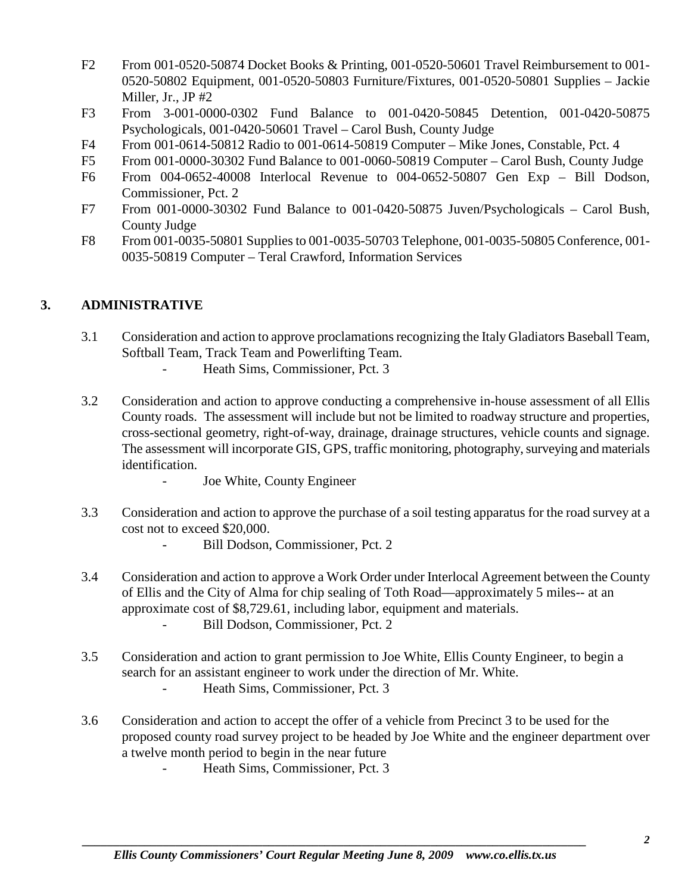F2 From 001-0520-50874 Docket Books & Printing, 001-0520-50601 Travel Reimbursement to 001-0520-50802 Equipment, 001-0520-50803 Furniture/Fixtures, 001-0520-50801 Supplies – Jackie Miller, Jr., JP #2

F3 From 3-001-0000-0302 Fund Balance to 001-0420-50845 Detention, 001-0420-50875 Psychologicals, 001-0420-50601 Travel – Carol Bush, County Judge

F4 From 001-0614-50812 Radio to 001-0614-50819 Computer – Mike Jones, Constable, Pct. 4

F5 From 001-0000-30302 Fund Balance to 001-0060-50819 Computer – Carol Bush, County Judge

F6 From 004-0652-40008 Interlocal Revenue to 004-0652-50807 Gen Exp – Bill Dodson, Commissioner, Pct. 2

F7 From 001-0000-30302 Fund Balance to 001-0420-50875 Juven/Psychologicals – Carol Bush, County Judge

F8 From 001-0035-50801 Supplies to 001-0035-50703 Telephone, 001-0035-50805 Conference, 001-0035-50819 Computer – Teral Crawford, Information Services

## 3. ADMINISTRATIVE

3.1 Consideration and action to approve proclamations recognizing the Italy Gladiators Baseball Team, Softball Team, Track Team and Powerlifting Team.

- Heath Sims, Commissioner, Pct. 3

3.2 Consideration and action to approve conducting a comprehensive in-house assessment of all Ellis County roads. The assessment will include but not be limited to roadway structure and properties, cross-sectional geometry, right-of-way, drainage, drainage structures, vehicle counts and signage. The assessment will incorporate GIS, GPS, traffic monitoring, photography, surveying and materials identification.

- Joe White, County Engineer

3.3 Consideration and action to approve the purchase of a soil testing apparatus for the road survey at a cost not to exceed $20,000.

- Bill Dodson, Commissioner, Pct. 2

3.4 Consideration and action to approve a Work Order under Interlocal Agreement between the County of Ellis and the City of Alma for chip sealing of Toth Road—approximately 5 miles-- at an approximate cost of $8,729.61, including labor, equipment and materials.

- Bill Dodson, Commissioner, Pct. 2

3.5 Consideration and action to grant permission to Joe White, Ellis County Engineer, to begin a search for an assistant engineer to work under the direction of Mr. White.

- Heath Sims, Commissioner, Pct. 3

3.6 Consideration and action to accept the offer of a vehicle from Precinct 3 to be used for the proposed county road survey project to be headed by Joe White and the engineer department over a twelve month period to begin in the near future

- Heath Sims, Commissioner, Pct. 3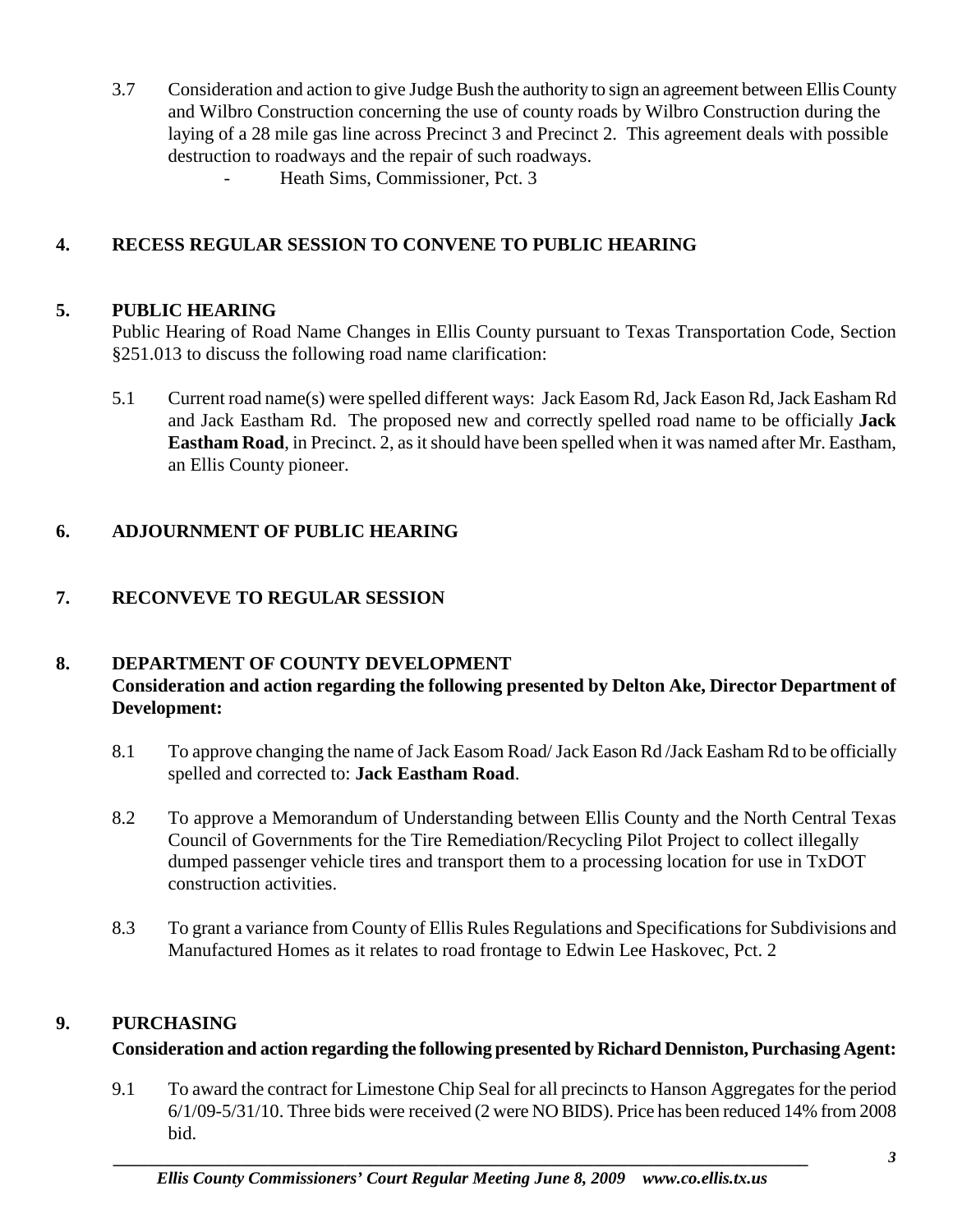3.7 Consideration and action to give Judge Bush the authority to sign an agreement between Ellis County and Wilbro Construction concerning the use of county roads by Wilbro Construction during the laying of a 28 mile gas line across Precinct 3 and Precinct 2. This agreement deals with possible destruction to roadways and the repair of such roadways.
   - Heath Sims, Commissioner, Pct. 3

## 4. RECESS REGULAR SESSION TO CONVENE TO PUBLIC HEARING

## 5. PUBLIC HEARING

Public Hearing of Road Name Changes in Ellis County pursuant to Texas Transportation Code, Section §251.013 to discuss the following road name clarification:

5.1 Current road name(s) were spelled different ways: Jack Easom Rd, Jack Eason Rd, Jack Easham Rd and Jack Eastham Rd. The proposed new and correctly spelled road name to be officially **Jack Eastham Road**, in Precinct. 2, as it should have been spelled when it was named after Mr. Eastham, an Ellis County pioneer.

## 6. ADJOURNMENT OF PUBLIC HEARING

## 7. RECONVEVE TO REGULAR SESSION

## 8. DEPARTMENT OF COUNTY DEVELOPMENT

**Consideration and action regarding the following presented by Delton Ake, Director Department of Development:**

8.1 To approve changing the name of Jack Easom Road/ Jack Eason Rd /Jack Easham Rd to be officially spelled and corrected to: **Jack Eastham Road**.

8.2 To approve a Memorandum of Understanding between Ellis County and the North Central Texas Council of Governments for the Tire Remediation/Recycling Pilot Project to collect illegally dumped passenger vehicle tires and transport them to a processing location for use in TxDOT construction activities.

8.3 To grant a variance from County of Ellis Rules Regulations and Specifications for Subdivisions and Manufactured Homes as it relates to road frontage to Edwin Lee Haskovec, Pct. 2

## 9. PURCHASING

**Consideration and action regarding the following presented by Richard Denniston, Purchasing Agent:**

9.1 To award the contract for Limestone Chip Seal for all precincts to Hanson Aggregates for the period 6/1/09-5/31/10. Three bids were received (2 were NO BIDS). Price has been reduced 14% from 2008 bid.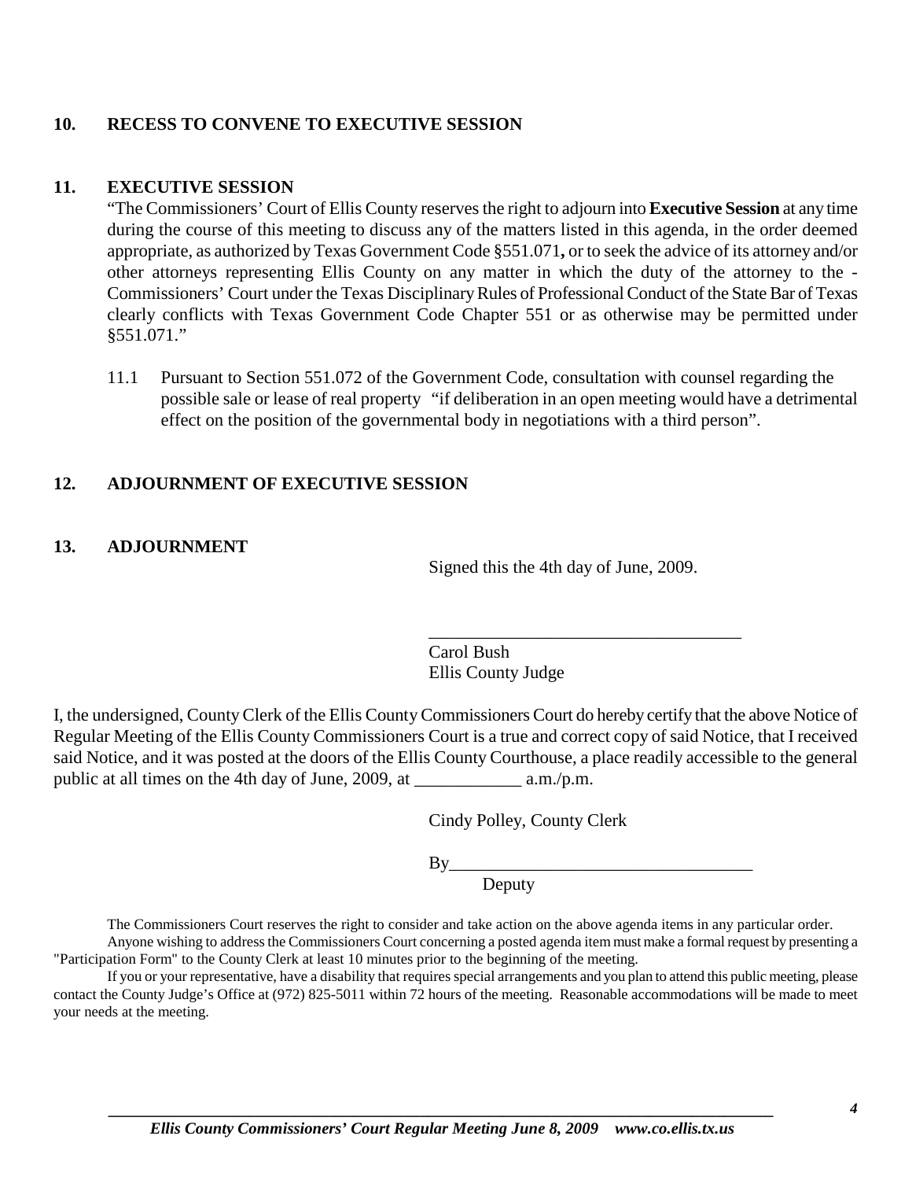**10. RECESS TO CONVENE TO EXECUTIVE SESSION**

**11. EXECUTIVE SESSION**

"The Commissioners' Court of Ellis County reserves the right to adjourn into **Executive Session** at any time during the course of this meeting to discuss any of the matters listed in this agenda, in the order deemed appropriate, as authorized by Texas Government Code §551.071**,** or to seek the advice of its attorney and/or other attorneys representing Ellis County on any matter in which the duty of the attorney to the - Commissioners' Court under the Texas Disciplinary Rules of Professional Conduct of the State Bar of Texas clearly conflicts with Texas Government Code Chapter 551 or as otherwise may be permitted under §551.071."

11.1 Pursuant to Section 551.072 of the Government Code, consultation with counsel regarding the possible sale or lease of real property "if deliberation in an open meeting would have a detrimental effect on the position of the governmental body in negotiations with a third person".

**12. ADJOURNMENT OF EXECUTIVE SESSION**

**13. ADJOURNMENT**

Signed this the 4th day of June, 2009.

___________________________________

Carol Bush
Ellis County Judge

I, the undersigned, County Clerk of the Ellis County Commissioners Court do hereby certify that the above Notice of Regular Meeting of the Ellis County Commissioners Court is a true and correct copy of said Notice, that I received said Notice, and it was posted at the doors of the Ellis County Courthouse, a place readily accessible to the general public at all times on the 4th day of June, 2009, at ____________ a.m./p.m.

Cindy Polley, County Clerk

By__________________________________
Deputy

The Commissioners Court reserves the right to consider and take action on the above agenda items in any particular order.

Anyone wishing to address the Commissioners Court concerning a posted agenda item must make a formal request by presenting a "Participation Form" to the County Clerk at least 10 minutes prior to the beginning of the meeting.

If you or your representative, have a disability that requires special arrangements and you plan to attend this public meeting, please contact the County Judge's Office at (972) 825-5011 within 72 hours of the meeting. Reasonable accommodations will be made to meet your needs at the meeting.